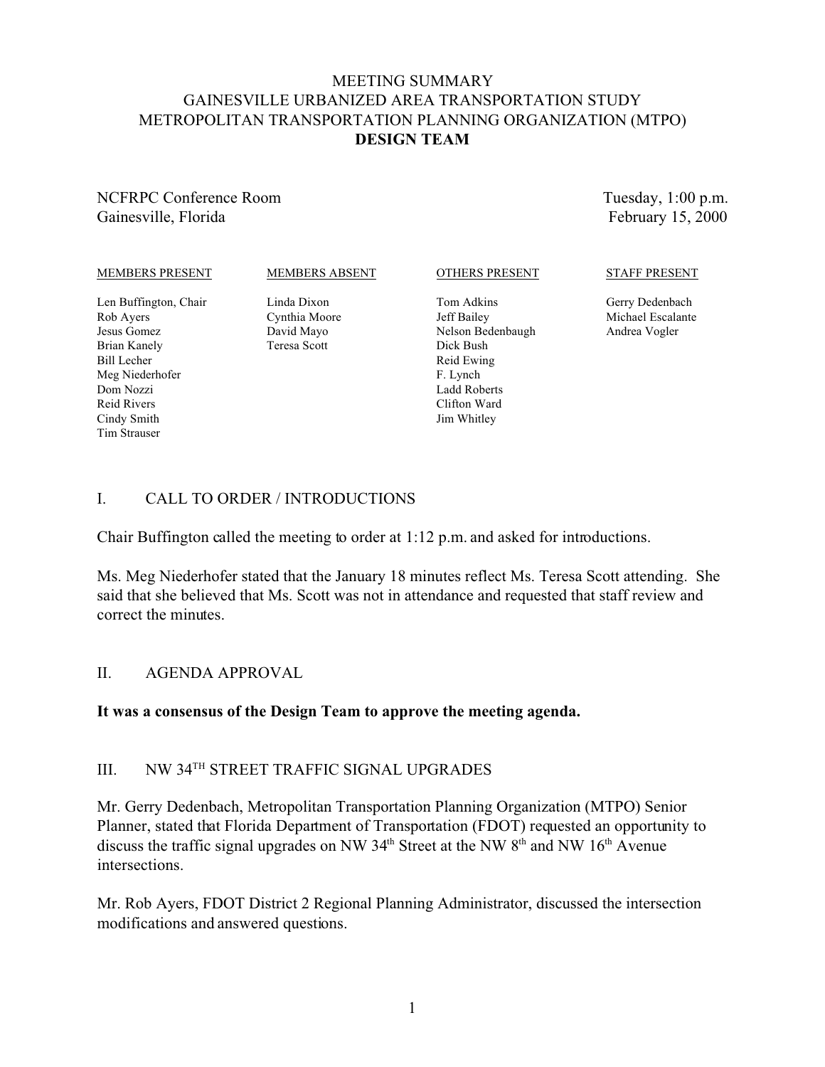# MEETING SUMMARY
# GAINESVILLE URBANIZED AREA TRANSPORTATION STUDY
# METROPOLITAN TRANSPORTATION PLANNING ORGANIZATION (MTPO)
## DESIGN TEAM

NCFRPC Conference Room
Gainesville, Florida

Tuesday, 1:00 p.m.
February 15, 2000

| MEMBERS PRESENT | MEMBERS ABSENT | OTHERS PRESENT | STAFF PRESENT |
|---|---|---|---|
| Len Buffington, Chair | Linda Dixon | Tom Adkins | Gerry Dedenbach |
| Rob Ayers | Cynthia Moore | Jeff Bailey | Michael Escalante |
| Jesus Gomez | David Mayo | Nelson Bedenbaugh | Andrea Vogler |
| Brian Kanely | Teresa Scott | Dick Bush | |
| Bill Lecher | | Reid Ewing | |
| Meg Niederhofer | | F. Lynch | |
| Dom Nozzi | | Ladd Roberts | |
| Reid Rivers | | Clifton Ward | |
| Cindy Smith | | Jim Whitley | |
| Tim Strauser | | | |

## I. CALL TO ORDER / INTRODUCTIONS

Chair Buffington called the meeting to order at 1:12 p.m. and asked for introductions.

Ms. Meg Niederhofer stated that the January 18 minutes reflect Ms. Teresa Scott attending. She said that she believed that Ms. Scott was not in attendance and requested that staff review and correct the minutes.

## II. AGENDA APPROVAL

**It was a consensus of the Design Team to approve the meeting agenda.**

## III. NW 34TH STREET TRAFFIC SIGNAL UPGRADES

Mr. Gerry Dedenbach, Metropolitan Transportation Planning Organization (MTPO) Senior Planner, stated that Florida Department of Transportation (FDOT) requested an opportunity to discuss the traffic signal upgrades on NW 34th Street at the NW 8th and NW 16th Avenue intersections.

Mr. Rob Ayers, FDOT District 2 Regional Planning Administrator, discussed the intersection modifications and answered questions.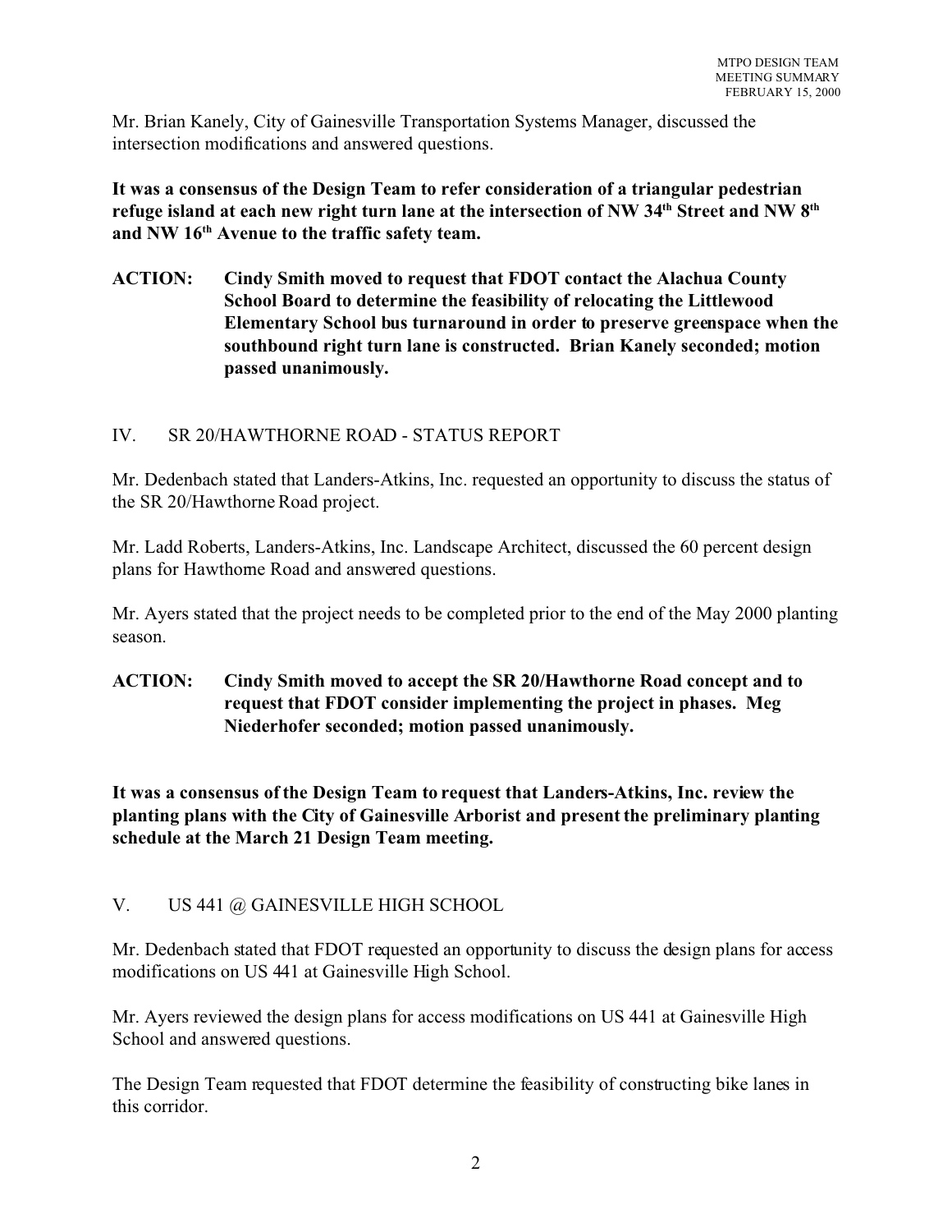Mr. Brian Kanely, City of Gainesville Transportation Systems Manager, discussed the intersection modifications and answered questions.

**It was a consensus of the Design Team to refer consideration of a triangular pedestrian refuge island at each new right turn lane at the intersection of NW 34th Street and NW 8th and NW 16th Avenue to the traffic safety team.**

**ACTION: Cindy Smith moved to request that FDOT contact the Alachua County School Board to determine the feasibility of relocating the Littlewood Elementary School bus turnaround in order to preserve greenspace when the southbound right turn lane is constructed. Brian Kanely seconded; motion passed unanimously.**

## IV. SR 20/HAWTHORNE ROAD - STATUS REPORT

Mr. Dedenbach stated that Landers-Atkins, Inc. requested an opportunity to discuss the status of the SR 20/Hawthorne Road project.

Mr. Ladd Roberts, Landers-Atkins, Inc. Landscape Architect, discussed the 60 percent design plans for Hawthorne Road and answered questions.

Mr. Ayers stated that the project needs to be completed prior to the end of the May 2000 planting season.

**ACTION: Cindy Smith moved to accept the SR 20/Hawthorne Road concept and to request that FDOT consider implementing the project in phases. Meg Niederhofer seconded; motion passed unanimously.**

**It was a consensus of the Design Team to request that Landers-Atkins, Inc. review the planting plans with the City of Gainesville Arborist and present the preliminary planting schedule at the March 21 Design Team meeting.**

## V. US 441 @ GAINESVILLE HIGH SCHOOL

Mr. Dedenbach stated that FDOT requested an opportunity to discuss the design plans for access modifications on US 441 at Gainesville High School.

Mr. Ayers reviewed the design plans for access modifications on US 441 at Gainesville High School and answered questions.

The Design Team requested that FDOT determine the feasibility of constructing bike lanes in this corridor.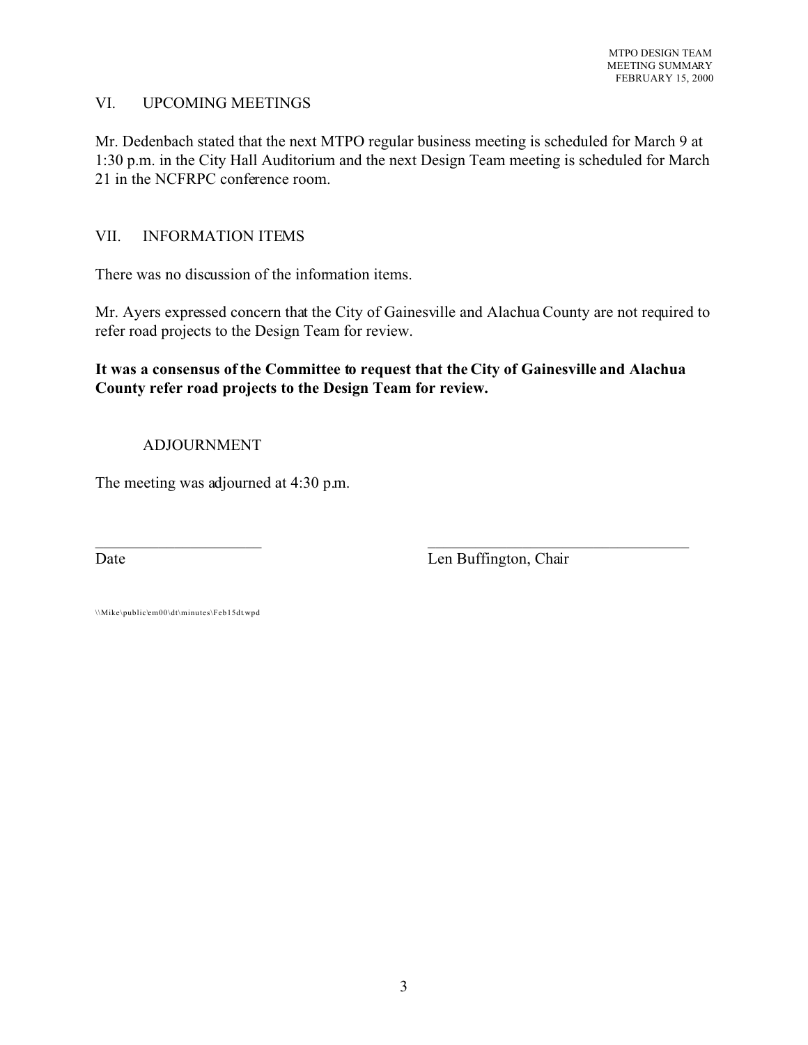## VI. UPCOMING MEETINGS

Mr. Dedenbach stated that the next MTPO regular business meeting is scheduled for March 9 at 1:30 p.m. in the City Hall Auditorium and the next Design Team meeting is scheduled for March 21 in the NCFRPC conference room.

## VII. INFORMATION ITEMS

There was no discussion of the information items.

Mr. Ayers expressed concern that the City of Gainesville and Alachua County are not required to refer road projects to the Design Team for review.

**It was a consensus of the Committee to request that the City of Gainesville and Alachua County refer road projects to the Design Team for review.**

## ADJOURNMENT

The meeting was adjourned at 4:30 p.m.

______________________ ______________________________

Date Len Buffington, Chair

\\Mike\public\em00\dt\minutes\Feb15dt.wpd